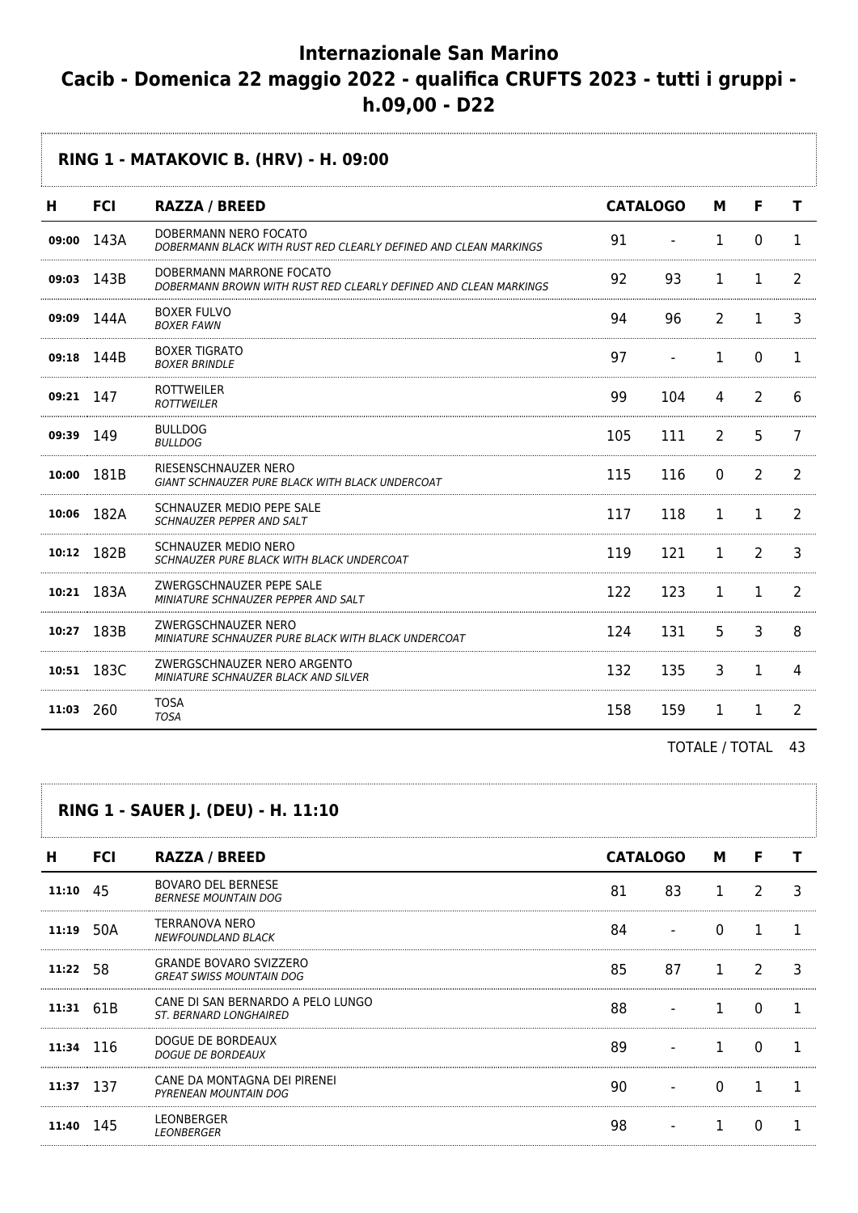# Internazionale San Marino
# Cacib - Domenica 22 maggio 2022 - qualifica CRUFTS 2023 - tutti i gruppi - h.09,00 - D22

## RING 1 - MATAKOVIC B. (HRV) - H. 09:00

| H | FCI | RAZZA / BREED | CATALOGO | | M | F | T |
|---|---|---|---|---|---|---|---|
| 09:00 | 143A | DOBERMANN NERO FOCATO<br>*DOBERMANN BLACK WITH RUST RED CLEARLY DEFINED AND CLEAN MARKINGS* | 91 | - | 1 | 0 | 1 |
| 09:03 | 143B | DOBERMANN MARRONE FOCATO<br>*DOBERMANN BROWN WITH RUST RED CLEARLY DEFINED AND CLEAN MARKINGS* | 92 | 93 | 1 | 1 | 2 |
| 09:09 | 144A | BOXER FULVO<br>*BOXER FAWN* | 94 | 96 | 2 | 1 | 3 |
| 09:18 | 144B | BOXER TIGRATO<br>*BOXER BRINDLE* | 97 | - | 1 | 0 | 1 |
| 09:21 | 147 | ROTTWEILER<br>*ROTTWEILER* | 99 | 104 | 4 | 2 | 6 |
| 09:39 | 149 | BULLDOG<br>*BULLDOG* | 105 | 111 | 2 | 5 | 7 |
| 10:00 | 181B | RIESENSCHNAUZER NERO<br>*GIANT SCHNAUZER PURE BLACK WITH BLACK UNDERCOAT* | 115 | 116 | 0 | 2 | 2 |
| 10:06 | 182A | SCHNAUZER MEDIO PEPE SALE<br>*SCHNAUZER PEPPER AND SALT* | 117 | 118 | 1 | 1 | 2 |
| 10:12 | 182B | SCHNAUZER MEDIO NERO<br>*SCHNAUZER PURE BLACK WITH BLACK UNDERCOAT* | 119 | 121 | 1 | 2 | 3 |
| 10:21 | 183A | ZWERGSCHNAUZER PEPE SALE<br>*MINIATURE SCHNAUZER PEPPER AND SALT* | 122 | 123 | 1 | 1 | 2 |
| 10:27 | 183B | ZWERGSCHNAUZER NERO<br>*MINIATURE SCHNAUZER PURE BLACK WITH BLACK UNDERCOAT* | 124 | 131 | 5 | 3 | 8 |
| 10:51 | 183C | ZWERGSCHNAUZER NERO ARGENTO<br>*MINIATURE SCHNAUZER BLACK AND SILVER* | 132 | 135 | 3 | 1 | 4 |
| 11:03 | 260 | TOSA<br>*TOSA* | 158 | 159 | 1 | 1 | 2 |

TOTALE / TOTAL 43

## RING 1 - SAUER J. (DEU) - H. 11:10

| H | FCI | RAZZA / BREED | CATALOGO | | M | F | T |
|---|---|---|---|---|---|---|---|
| 11:10 | 45 | BOVARO DEL BERNESE<br>*BERNESE MOUNTAIN DOG* | 81 | 83 | 1 | 2 | 3 |
| 11:19 | 50A | TERRANOVA NERO<br>*NEWFOUNDLAND BLACK* | 84 | - | 0 | 1 | 1 |
| 11:22 | 58 | GRANDE BOVARO SVIZZERO<br>*GREAT SWISS MOUNTAIN DOG* | 85 | 87 | 1 | 2 | 3 |
| 11:31 | 61B | CANE DI SAN BERNARDO A PELO LUNGO<br>*ST. BERNARD LONGHAIRED* | 88 | - | 1 | 0 | 1 |
| 11:34 | 116 | DOGUE DE BORDEAUX<br>*DOGUE DE BORDEAUX* | 89 | - | 1 | 0 | 1 |
| 11:37 | 137 | CANE DA MONTAGNA DEI PIRENEI<br>*PYRENEAN MOUNTAIN DOG* | 90 | - | 0 | 1 | 1 |
| 11:40 | 145 | LEONBERGER<br>*LEONBERGER* | 98 | - | 1 | 0 | 1 |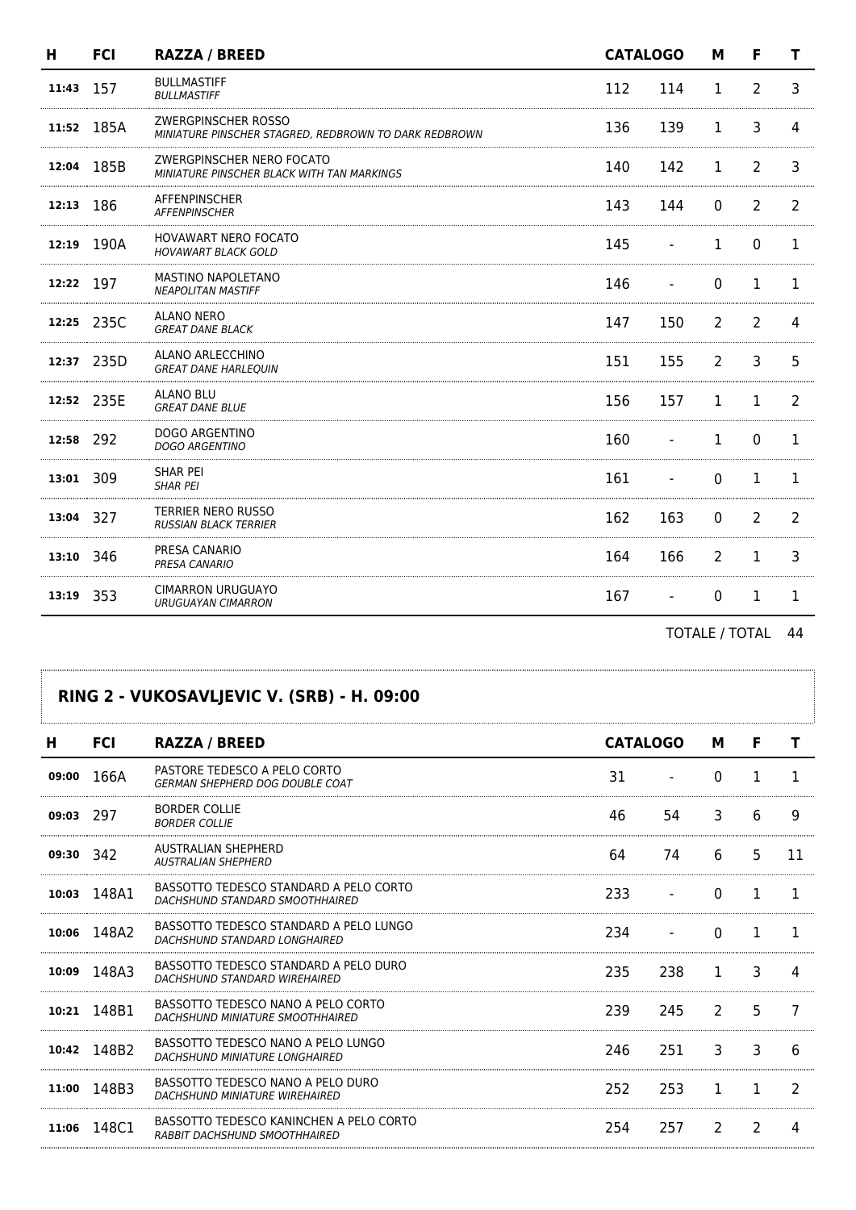| H | FCI | RAZZA / BREED | CATALOGO | | M | F | T |
|---|---|---|---|---|---|---|---|
| **11:43** | 157 | BULLMASTIFF<br>*BULLMASTIFF* | 112 | 114 | 1 | 2 | 3 |
| **11:52** | 185A | ZWERGPINSCHER ROSSO<br>*MINIATURE PINSCHER STAGRED, REDBROWN TO DARK REDBROWN* | 136 | 139 | 1 | 3 | 4 |
| **12:04** | 185B | ZWERGPINSCHER NERO FOCATO<br>*MINIATURE PINSCHER BLACK WITH TAN MARKINGS* | 140 | 142 | 1 | 2 | 3 |
| **12:13** | 186 | AFFENPINSCHER<br>*AFFENPINSCHER* | 143 | 144 | 0 | 2 | 2 |
| **12:19** | 190A | HOVAWART NERO FOCATO<br>*HOVAWART BLACK GOLD* | 145 | - | 1 | 0 | 1 |
| **12:22** | 197 | MASTINO NAPOLETANO<br>*NEAPOLITAN MASTIFF* | 146 | - | 0 | 1 | 1 |
| **12:25** | 235C | ALANO NERO<br>*GREAT DANE BLACK* | 147 | 150 | 2 | 2 | 4 |
| **12:37** | 235D | ALANO ARLECCHINO<br>*GREAT DANE HARLEQUIN* | 151 | 155 | 2 | 3 | 5 |
| **12:52** | 235E | ALANO BLU<br>*GREAT DANE BLUE* | 156 | 157 | 1 | 1 | 2 |
| **12:58** | 292 | DOGO ARGENTINO<br>*DOGO ARGENTINO* | 160 | - | 1 | 0 | 1 |
| **13:01** | 309 | SHAR PEI<br>*SHAR PEI* | 161 | - | 0 | 1 | 1 |
| **13:04** | 327 | TERRIER NERO RUSSO<br>*RUSSIAN BLACK TERRIER* | 162 | 163 | 0 | 2 | 2 |
| **13:10** | 346 | PRESA CANARIO<br>*PRESA CANARIO* | 164 | 166 | 2 | 1 | 3 |
| **13:19** | 353 | CIMARRON URUGUAYO<br>*URUGUAYAN CIMARRON* | 167 | - | 0 | 1 | 1 |

TOTALE / TOTAL 44

## RING 2 - VUKOSAVLJEVIC V. (SRB) - H. 09:00

| H | FCI | RAZZA / BREED | CATALOGO | | M | F | T |
|---|---|---|---|---|---|---|---|
| **09:00** | 166A | PASTORE TEDESCO A PELO CORTO<br>*GERMAN SHEPHERD DOG DOUBLE COAT* | 31 | - | 0 | 1 | 1 |
| **09:03** | 297 | BORDER COLLIE<br>*BORDER COLLIE* | 46 | 54 | 3 | 6 | 9 |
| **09:30** | 342 | AUSTRALIAN SHEPHERD<br>*AUSTRALIAN SHEPHERD* | 64 | 74 | 6 | 5 | 11 |
| **10:03** | 148A1 | BASSOTTO TEDESCO STANDARD A PELO CORTO<br>*DACHSHUND STANDARD SMOOTHHAIRED* | 233 | - | 0 | 1 | 1 |
| **10:06** | 148A2 | BASSOTTO TEDESCO STANDARD A PELO LUNGO<br>*DACHSHUND STANDARD LONGHAIRED* | 234 | - | 0 | 1 | 1 |
| **10:09** | 148A3 | BASSOTTO TEDESCO STANDARD A PELO DURO<br>*DACHSHUND STANDARD WIREHAIRED* | 235 | 238 | 1 | 3 | 4 |
| **10:21** | 148B1 | BASSOTTO TEDESCO NANO A PELO CORTO<br>*DACHSHUND MINIATURE SMOOTHHAIRED* | 239 | 245 | 2 | 5 | 7 |
| **10:42** | 148B2 | BASSOTTO TEDESCO NANO A PELO LUNGO<br>*DACHSHUND MINIATURE LONGHAIRED* | 246 | 251 | 3 | 3 | 6 |
| **11:00** | 148B3 | BASSOTTO TEDESCO NANO A PELO DURO<br>*DACHSHUND MINIATURE WIREHAIRED* | 252 | 253 | 1 | 1 | 2 |
| **11:06** | 148C1 | BASSOTTO TEDESCO KANINCHEN A PELO CORTO<br>*RABBIT DACHSHUND SMOOTHHAIRED* | 254 | 257 | 2 | 2 | 4 |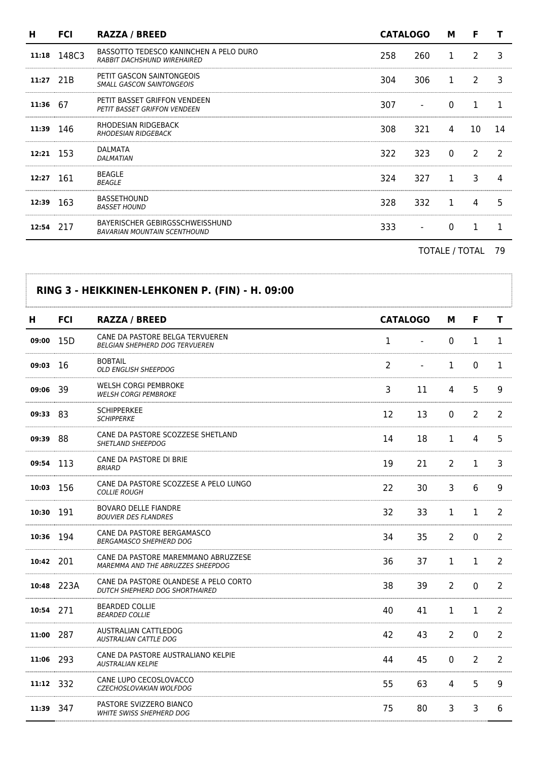| H | FCI | RAZZA / BREED | CATALOGO | | M | F | T |
|---|---|---|---|---|---|---|---|
| 11:18 | 148C3 | BASSOTTO TEDESCO KANINCHEN A PELO DURO *RABBIT DACHSHUND WIREHAIRED* | 258 | 260 | 1 | 2 | 3 |
| 11:27 | 21B | PETIT GASCON SAINTONGEOIS *SMALL GASCON SAINTONGEOIS* | 304 | 306 | 1 | 2 | 3 |
| 11:36 | 67 | PETIT BASSET GRIFFON VENDEEN *PETIT BASSET GRIFFON VENDEEN* | 307 | - | 0 | 1 | 1 |
| 11:39 | 146 | RHODESIAN RIDGEBACK *RHODESIAN RIDGEBACK* | 308 | 321 | 4 | 10 | 14 |
| 12:21 | 153 | DALMATA *DALMATIAN* | 322 | 323 | 0 | 2 | 2 |
| 12:27 | 161 | BEAGLE *BEAGLE* | 324 | 327 | 1 | 3 | 4 |
| 12:39 | 163 | BASSETHOUND *BASSET HOUND* | 328 | 332 | 1 | 4 | 5 |
| 12:54 | 217 | BAYERISCHER GEBIRGSSCHWEISSHUND *BAVARIAN MOUNTAIN SCENTHOUND* | 333 | - | 0 | 1 | 1 |

TOTALE / TOTAL 79

## RING 3 - HEIKKINEN-LEHKONEN P. (FIN) - H. 09:00

| H | FCI | RAZZA / BREED | CATALOGO | | M | F | T |
|---|---|---|---|---|---|---|---|
| 09:00 | 15D | CANE DA PASTORE BELGA TERVUEREN *BELGIAN SHEPHERD DOG TERVUEREN* | 1 | - | 0 | 1 | 1 |
| 09:03 | 16 | BOBTAIL *OLD ENGLISH SHEEPDOG* | 2 | - | 1 | 0 | 1 |
| 09:06 | 39 | WELSH CORGI PEMBROKE *WELSH CORGI PEMBROKE* | 3 | 11 | 4 | 5 | 9 |
| 09:33 | 83 | SCHIPPERKEE *SCHIPPERKE* | 12 | 13 | 0 | 2 | 2 |
| 09:39 | 88 | CANE DA PASTORE SCOZZESE SHETLAND *SHETLAND SHEEPDOG* | 14 | 18 | 1 | 4 | 5 |
| 09:54 | 113 | CANE DA PASTORE DI BRIE *BRIARD* | 19 | 21 | 2 | 1 | 3 |
| 10:03 | 156 | CANE DA PASTORE SCOZZESE A PELO LUNGO *COLLIE ROUGH* | 22 | 30 | 3 | 6 | 9 |
| 10:30 | 191 | BOVARO DELLE FIANDRE *BOUVIER DES FLANDRES* | 32 | 33 | 1 | 1 | 2 |
| 10:36 | 194 | CANE DA PASTORE BERGAMASCO *BERGAMASCO SHEPHERD DOG* | 34 | 35 | 2 | 0 | 2 |
| 10:42 | 201 | CANE DA PASTORE MAREMMANO ABRUZZESE *MAREMMA AND THE ABRUZZES SHEEPDOG* | 36 | 37 | 1 | 1 | 2 |
| 10:48 | 223A | CANE DA PASTORE OLANDESE A PELO CORTO *DUTCH SHEPHERD DOG SHORTHAIRED* | 38 | 39 | 2 | 0 | 2 |
| 10:54 | 271 | BEARDED COLLIE *BEARDED COLLIE* | 40 | 41 | 1 | 1 | 2 |
| 11:00 | 287 | AUSTRALIAN CATTLEDOG *AUSTRALIAN CATTLE DOG* | 42 | 43 | 2 | 0 | 2 |
| 11:06 | 293 | CANE DA PASTORE AUSTRALIANO KELPIE *AUSTRALIAN KELPIE* | 44 | 45 | 0 | 2 | 2 |
| 11:12 | 332 | CANE LUPO CECOSLOVACCO *CZECHOSLOVAKIAN WOLFDOG* | 55 | 63 | 4 | 5 | 9 |
| 11:39 | 347 | PASTORE SVIZZERO BIANCO *WHITE SWISS SHEPHERD DOG* | 75 | 80 | 3 | 3 | 6 |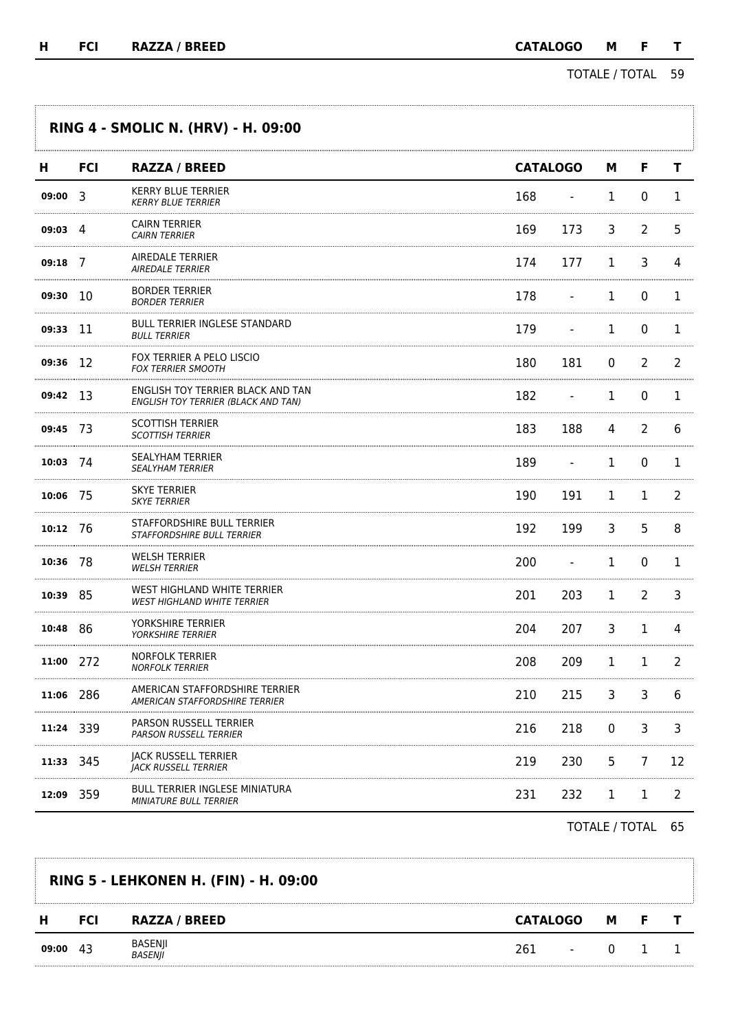| H | FCI | RAZZA / BREED | CATALOGO | | M | F | T |
|---|---|---|---|---|---|---|---|

TOTALE / TOTAL 59

## RING 4 - SMOLIC N. (HRV) - H. 09:00

| H | FCI | RAZZA / BREED | CATALOGO | | M | F | T |
|---|---|---|---|---|---|---|---|
| 09:00 | 3 | KERRY BLUE TERRIER *KERRY BLUE TERRIER* | 168 | - | 1 | 0 | 1 |
| 09:03 | 4 | CAIRN TERRIER *CAIRN TERRIER* | 169 | 173 | 3 | 2 | 5 |
| 09:18 | 7 | AIREDALE TERRIER *AIREDALE TERRIER* | 174 | 177 | 1 | 3 | 4 |
| 09:30 | 10 | BORDER TERRIER *BORDER TERRIER* | 178 | - | 1 | 0 | 1 |
| 09:33 | 11 | BULL TERRIER INGLESE STANDARD *BULL TERRIER* | 179 | - | 1 | 0 | 1 |
| 09:36 | 12 | FOX TERRIER A PELO LISCIO *FOX TERRIER SMOOTH* | 180 | 181 | 0 | 2 | 2 |
| 09:42 | 13 | ENGLISH TOY TERRIER BLACK AND TAN *ENGLISH TOY TERRIER (BLACK AND TAN)* | 182 | - | 1 | 0 | 1 |
| 09:45 | 73 | SCOTTISH TERRIER *SCOTTISH TERRIER* | 183 | 188 | 4 | 2 | 6 |
| 10:03 | 74 | SEALYHAM TERRIER *SEALYHAM TERRIER* | 189 | - | 1 | 0 | 1 |
| 10:06 | 75 | SKYE TERRIER *SKYE TERRIER* | 190 | 191 | 1 | 1 | 2 |
| 10:12 | 76 | STAFFORDSHIRE BULL TERRIER *STAFFORDSHIRE BULL TERRIER* | 192 | 199 | 3 | 5 | 8 |
| 10:36 | 78 | WELSH TERRIER *WELSH TERRIER* | 200 | - | 1 | 0 | 1 |
| 10:39 | 85 | WEST HIGHLAND WHITE TERRIER *WEST HIGHLAND WHITE TERRIER* | 201 | 203 | 1 | 2 | 3 |
| 10:48 | 86 | YORKSHIRE TERRIER *YORKSHIRE TERRIER* | 204 | 207 | 3 | 1 | 4 |
| 11:00 | 272 | NORFOLK TERRIER *NORFOLK TERRIER* | 208 | 209 | 1 | 1 | 2 |
| 11:06 | 286 | AMERICAN STAFFORDSHIRE TERRIER *AMERICAN STAFFORDSHIRE TERRIER* | 210 | 215 | 3 | 3 | 6 |
| 11:24 | 339 | PARSON RUSSELL TERRIER *PARSON RUSSELL TERRIER* | 216 | 218 | 0 | 3 | 3 |
| 11:33 | 345 | JACK RUSSELL TERRIER *JACK RUSSELL TERRIER* | 219 | 230 | 5 | 7 | 12 |
| 12:09 | 359 | BULL TERRIER INGLESE MINIATURA *MINIATURE BULL TERRIER* | 231 | 232 | 1 | 1 | 2 |

TOTALE / TOTAL 65

## RING 5 - LEHKONEN H. (FIN) - H. 09:00

| H | FCI | RAZZA / BREED | CATALOGO | | M | F | T |
|---|---|---|---|---|---|---|---|
| 09:00 | 43 | BASENJI *BASENJI* | 261 | - | 0 | 1 | 1 |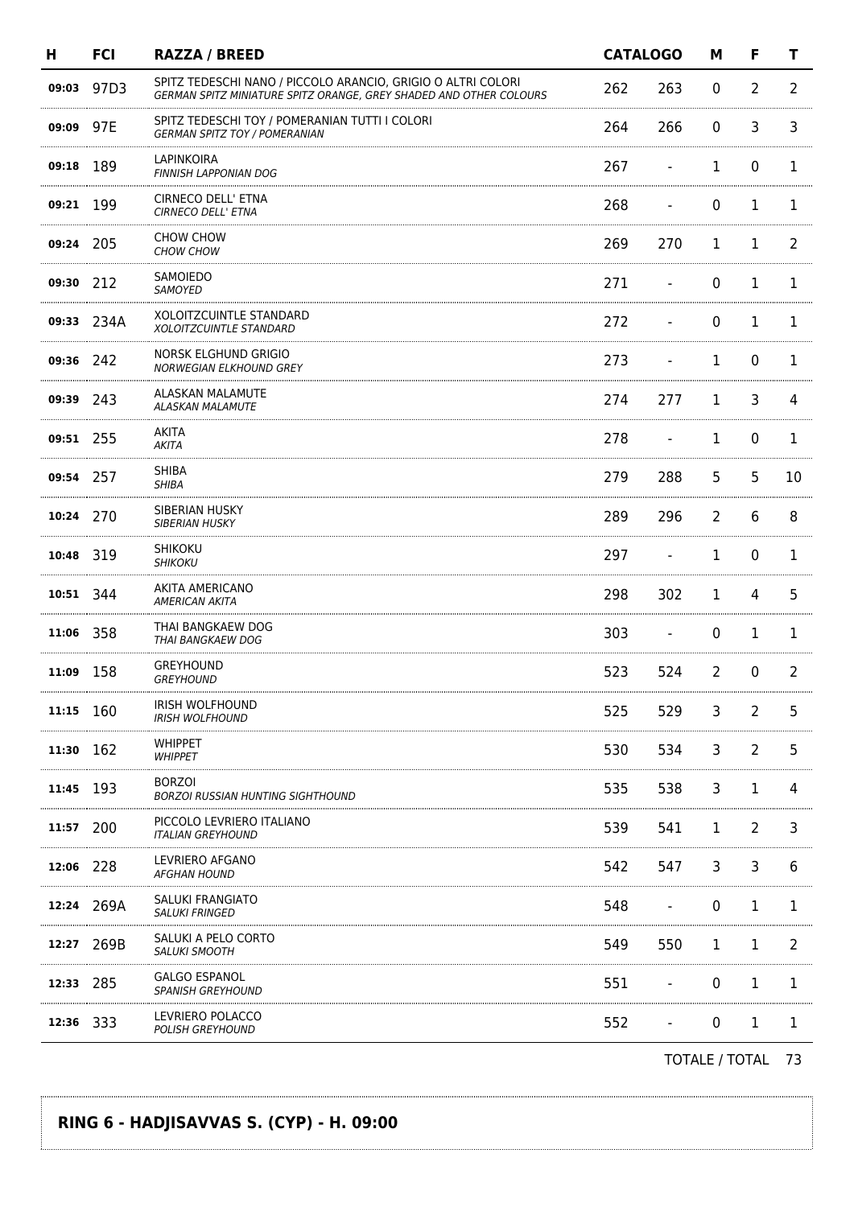| H | FCI | RAZZA / BREED | CATALOGO | | M | F | T |
|---|---|---|---|---|---|---|---|
| 09:03 | 97D3 | SPITZ TEDESCHI NANO / PICCOLO ARANCIO, GRIGIO O ALTRI COLORI<br>*GERMAN SPITZ MINIATURE SPITZ ORANGE, GREY SHADED AND OTHER COLOURS* | 262 | 263 | 0 | 2 | 2 |
| 09:09 | 97E | SPITZ TEDESCHI TOY / POMERANIAN TUTTI I COLORI<br>*GERMAN SPITZ TOY / POMERANIAN* | 264 | 266 | 0 | 3 | 3 |
| 09:18 | 189 | LAPINKOIRA<br>*FINNISH LAPPONIAN DOG* | 267 | - | 1 | 0 | 1 |
| 09:21 | 199 | CIRNECO DELL' ETNA<br>*CIRNECO DELL' ETNA* | 268 | - | 0 | 1 | 1 |
| 09:24 | 205 | CHOW CHOW<br>*CHOW CHOW* | 269 | 270 | 1 | 1 | 2 |
| 09:30 | 212 | SAMOIEDO<br>*SAMOYED* | 271 | - | 0 | 1 | 1 |
| 09:33 | 234A | XOLOITZCUINTLE STANDARD<br>*XOLOITZCUINTLE STANDARD* | 272 | - | 0 | 1 | 1 |
| 09:36 | 242 | NORSK ELGHUND GRIGIO<br>*NORWEGIAN ELKHOUND GREY* | 273 | - | 1 | 0 | 1 |
| 09:39 | 243 | ALASKAN MALAMUTE<br>*ALASKAN MALAMUTE* | 274 | 277 | 1 | 3 | 4 |
| 09:51 | 255 | AKITA<br>*AKITA* | 278 | - | 1 | 0 | 1 |
| 09:54 | 257 | SHIBA<br>*SHIBA* | 279 | 288 | 5 | 5 | 10 |
| 10:24 | 270 | SIBERIAN HUSKY<br>*SIBERIAN HUSKY* | 289 | 296 | 2 | 6 | 8 |
| 10:48 | 319 | SHIKOKU<br>*SHIKOKU* | 297 | - | 1 | 0 | 1 |
| 10:51 | 344 | AKITA AMERICANO<br>*AMERICAN AKITA* | 298 | 302 | 1 | 4 | 5 |
| 11:06 | 358 | THAI BANGKAEW DOG<br>*THAI BANGKAEW DOG* | 303 | - | 0 | 1 | 1 |
| 11:09 | 158 | GREYHOUND<br>*GREYHOUND* | 523 | 524 | 2 | 0 | 2 |
| 11:15 | 160 | IRISH WOLFHOUND<br>*IRISH WOLFHOUND* | 525 | 529 | 3 | 2 | 5 |
| 11:30 | 162 | WHIPPET<br>*WHIPPET* | 530 | 534 | 3 | 2 | 5 |
| 11:45 | 193 | BORZOI<br>*BORZOI RUSSIAN HUNTING SIGHTHOUND* | 535 | 538 | 3 | 1 | 4 |
| 11:57 | 200 | PICCOLO LEVRIERO ITALIANO<br>*ITALIAN GREYHOUND* | 539 | 541 | 1 | 2 | 3 |
| 12:06 | 228 | LEVRIERO AFGANO<br>*AFGHAN HOUND* | 542 | 547 | 3 | 3 | 6 |
| 12:24 | 269A | SALUKI FRANGIATO<br>*SALUKI FRINGED* | 548 | - | 0 | 1 | 1 |
| 12:27 | 269B | SALUKI A PELO CORTO<br>*SALUKI SMOOTH* | 549 | 550 | 1 | 1 | 2 |
| 12:33 | 285 | GALGO ESPANOL<br>*SPANISH GREYHOUND* | 551 | - | 0 | 1 | 1 |
| 12:36 | 333 | LEVRIERO POLACCO<br>*POLISH GREYHOUND* | 552 | - | 0 | 1 | 1 |

TOTALE / TOTAL 73

## RING 6 - HADJISAVVAS S. (CYP) - H. 09:00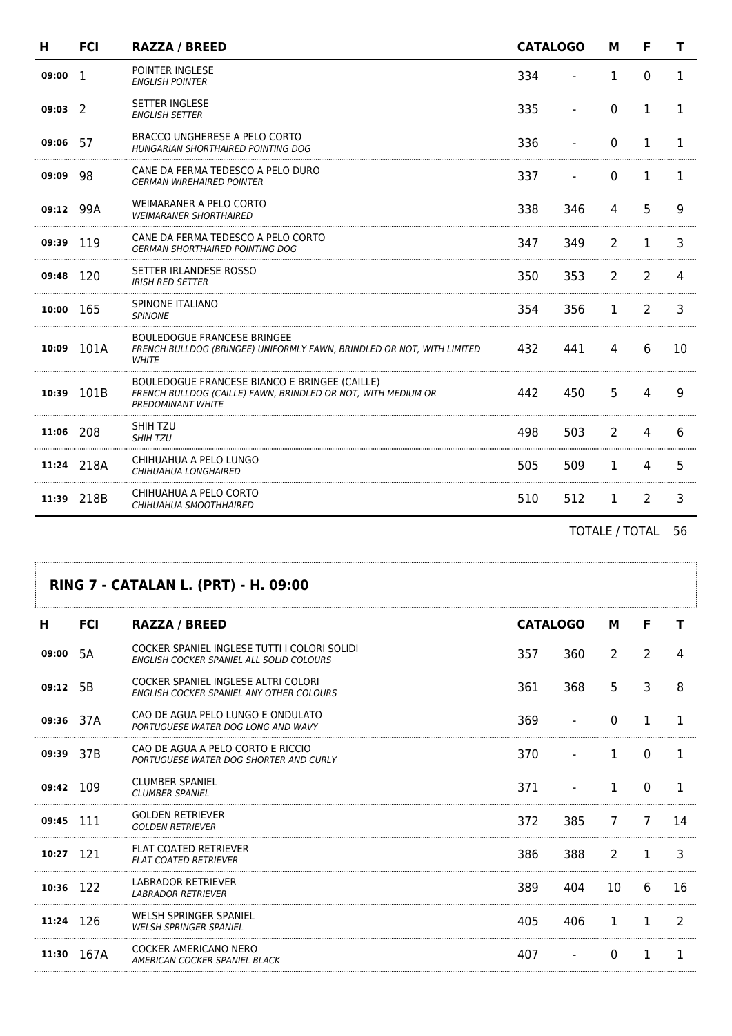| H | FCI | RAZZA / BREED | CATALOGO | | M | F | T |
|---|---|---|---|---|---|---|---|
| 09:00 | 1 | POINTER INGLESE *ENGLISH POINTER* | 334 | - | 1 | 0 | 1 |
| 09:03 | 2 | SETTER INGLESE *ENGLISH SETTER* | 335 | - | 0 | 1 | 1 |
| 09:06 | 57 | BRACCO UNGHERESE A PELO CORTO *HUNGARIAN SHORTHAIRED POINTING DOG* | 336 | - | 0 | 1 | 1 |
| 09:09 | 98 | CANE DA FERMA TEDESCO A PELO DURO *GERMAN WIREHAIRED POINTER* | 337 | - | 0 | 1 | 1 |
| 09:12 | 99A | WEIMARANER A PELO CORTO *WEIMARANER SHORTHAIRED* | 338 | 346 | 4 | 5 | 9 |
| 09:39 | 119 | CANE DA FERMA TEDESCO A PELO CORTO *GERMAN SHORTHAIRED POINTING DOG* | 347 | 349 | 2 | 1 | 3 |
| 09:48 | 120 | SETTER IRLANDESE ROSSO *IRISH RED SETTER* | 350 | 353 | 2 | 2 | 4 |
| 10:00 | 165 | SPINONE ITALIANO *SPINONE* | 354 | 356 | 1 | 2 | 3 |
| 10:09 | 101A | BOULEDOGUE FRANCESE BRINGEE *FRENCH BULLDOG (BRINGEE) UNIFORMLY FAWN, BRINDLED OR NOT, WITH LIMITED WHITE* | 432 | 441 | 4 | 6 | 10 |
| 10:39 | 101B | BOULEDOGUE FRANCESE BIANCO E BRINGEE (CAILLE) *FRENCH BULLDOG (CAILLE) FAWN, BRINDLED OR NOT, WITH MEDIUM OR PREDOMINANT WHITE* | 442 | 450 | 5 | 4 | 9 |
| 11:06 | 208 | SHIH TZU *SHIH TZU* | 498 | 503 | 2 | 4 | 6 |
| 11:24 | 218A | CHIHUAHUA A PELO LUNGO *CHIHUAHUA LONGHAIRED* | 505 | 509 | 1 | 4 | 5 |
| 11:39 | 218B | CHIHUAHUA A PELO CORTO *CHIHUAHUA SMOOTHHAIRED* | 510 | 512 | 1 | 2 | 3 |

TOTALE / TOTAL 56

## RING 7 - CATALAN L. (PRT) - H. 09:00

| H | FCI | RAZZA / BREED | CATALOGO | | M | F | T |
|---|---|---|---|---|---|---|---|
| 09:00 | 5A | COCKER SPANIEL INGLESE TUTTI I COLORI SOLIDI *ENGLISH COCKER SPANIEL ALL SOLID COLOURS* | 357 | 360 | 2 | 2 | 4 |
| 09:12 | 5B | COCKER SPANIEL INGLESE ALTRI COLORI *ENGLISH COCKER SPANIEL ANY OTHER COLOURS* | 361 | 368 | 5 | 3 | 8 |
| 09:36 | 37A | CAO DE AGUA PELO LUNGO E ONDULATO *PORTUGUESE WATER DOG LONG AND WAVY* | 369 | - | 0 | 1 | 1 |
| 09:39 | 37B | CAO DE AGUA A PELO CORTO E RICCIO *PORTUGUESE WATER DOG SHORTER AND CURLY* | 370 | - | 1 | 0 | 1 |
| 09:42 | 109 | CLUMBER SPANIEL *CLUMBER SPANIEL* | 371 | - | 1 | 0 | 1 |
| 09:45 | 111 | GOLDEN RETRIEVER *GOLDEN RETRIEVER* | 372 | 385 | 7 | 7 | 14 |
| 10:27 | 121 | FLAT COATED RETRIEVER *FLAT COATED RETRIEVER* | 386 | 388 | 2 | 1 | 3 |
| 10:36 | 122 | LABRADOR RETRIEVER *LABRADOR RETRIEVER* | 389 | 404 | 10 | 6 | 16 |
| 11:24 | 126 | WELSH SPRINGER SPANIEL *WELSH SPRINGER SPANIEL* | 405 | 406 | 1 | 1 | 2 |
| 11:30 | 167A | COCKER AMERICANO NERO *AMERICAN COCKER SPANIEL BLACK* | 407 | - | 0 | 1 | 1 |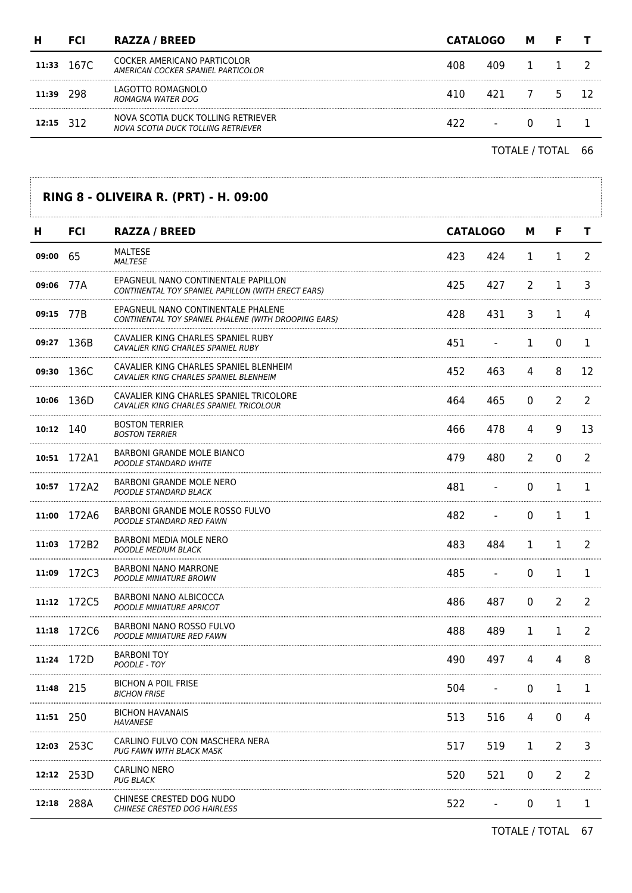| H | FCI | RAZZA / BREED | CATALOGO | | M | F | T |
|---|---|---|---|---|---|---|---|
| **11:33** | 167C | COCKER AMERICANO PARTICOLOR<br>*AMERICAN COCKER SPANIEL PARTICOLOR* | 408 | 409 | 1 | 1 | 2 |
| **11:39** | 298 | LAGOTTO ROMAGNOLO<br>*ROMAGNA WATER DOG* | 410 | 421 | 7 | 5 | 12 |
| **12:15** | 312 | NOVA SCOTIA DUCK TOLLING RETRIEVER<br>*NOVA SCOTIA DUCK TOLLING RETRIEVER* | 422 | - | 0 | 1 | 1 |

TOTALE / TOTAL 66

## RING 8 - OLIVEIRA R. (PRT) - H. 09:00

| H | FCI | RAZZA / BREED | CATALOGO | | M | F | T |
|---|---|---|---|---|---|---|---|
| **09:00** | 65 | MALTESE<br>*MALTESE* | 423 | 424 | 1 | 1 | 2 |
| **09:06** | 77A | EPAGNEUL NANO CONTINENTALE PAPILLON<br>*CONTINENTAL TOY SPANIEL PAPILLON (WITH ERECT EARS)* | 425 | 427 | 2 | 1 | 3 |
| **09:15** | 77B | EPAGNEUL NANO CONTINENTALE PHALENE<br>*CONTINENTAL TOY SPANIEL PHALENE (WITH DROOPING EARS)* | 428 | 431 | 3 | 1 | 4 |
| **09:27** | 136B | CAVALIER KING CHARLES SPANIEL RUBY<br>*CAVALIER KING CHARLES SPANIEL RUBY* | 451 | - | 1 | 0 | 1 |
| **09:30** | 136C | CAVALIER KING CHARLES SPANIEL BLENHEIM<br>*CAVALIER KING CHARLES SPANIEL BLENHEIM* | 452 | 463 | 4 | 8 | 12 |
| **10:06** | 136D | CAVALIER KING CHARLES SPANIEL TRICOLORE<br>*CAVALIER KING CHARLES SPANIEL TRICOLOUR* | 464 | 465 | 0 | 2 | 2 |
| **10:12** | 140 | BOSTON TERRIER<br>*BOSTON TERRIER* | 466 | 478 | 4 | 9 | 13 |
| **10:51** | 172A1 | BARBONI GRANDE MOLE BIANCO<br>*POODLE STANDARD WHITE* | 479 | 480 | 2 | 0 | 2 |
| **10:57** | 172A2 | BARBONI GRANDE MOLE NERO<br>*POODLE STANDARD BLACK* | 481 | - | 0 | 1 | 1 |
| **11:00** | 172A6 | BARBONI GRANDE MOLE ROSSO FULVO<br>*POODLE STANDARD RED FAWN* | 482 | - | 0 | 1 | 1 |
| **11:03** | 172B2 | BARBONI MEDIA MOLE NERO<br>*POODLE MEDIUM BLACK* | 483 | 484 | 1 | 1 | 2 |
| **11:09** | 172C3 | BARBONI NANO MARRONE<br>*POODLE MINIATURE BROWN* | 485 | - | 0 | 1 | 1 |
| **11:12** | 172C5 | BARBONI NANO ALBICOCCA<br>*POODLE MINIATURE APRICOT* | 486 | 487 | 0 | 2 | 2 |
| **11:18** | 172C6 | BARBONI NANO ROSSO FULVO<br>*POODLE MINIATURE RED FAWN* | 488 | 489 | 1 | 1 | 2 |
| **11:24** | 172D | BARBONI TOY<br>*POODLE - TOY* | 490 | 497 | 4 | 4 | 8 |
| **11:48** | 215 | BICHON A POIL FRISE<br>*BICHON FRISE* | 504 | - | 0 | 1 | 1 |
| **11:51** | 250 | BICHON HAVANAIS<br>*HAVANESE* | 513 | 516 | 4 | 0 | 4 |
| **12:03** | 253C | CARLINO FULVO CON MASCHERA NERA<br>*PUG FAWN WITH BLACK MASK* | 517 | 519 | 1 | 2 | 3 |
| **12:12** | 253D | CARLINO NERO<br>*PUG BLACK* | 520 | 521 | 0 | 2 | 2 |
| **12:18** | 288A | CHINESE CRESTED DOG NUDO<br>*CHINESE CRESTED DOG HAIRLESS* | 522 | - | 0 | 1 | 1 |

TOTALE / TOTAL 67